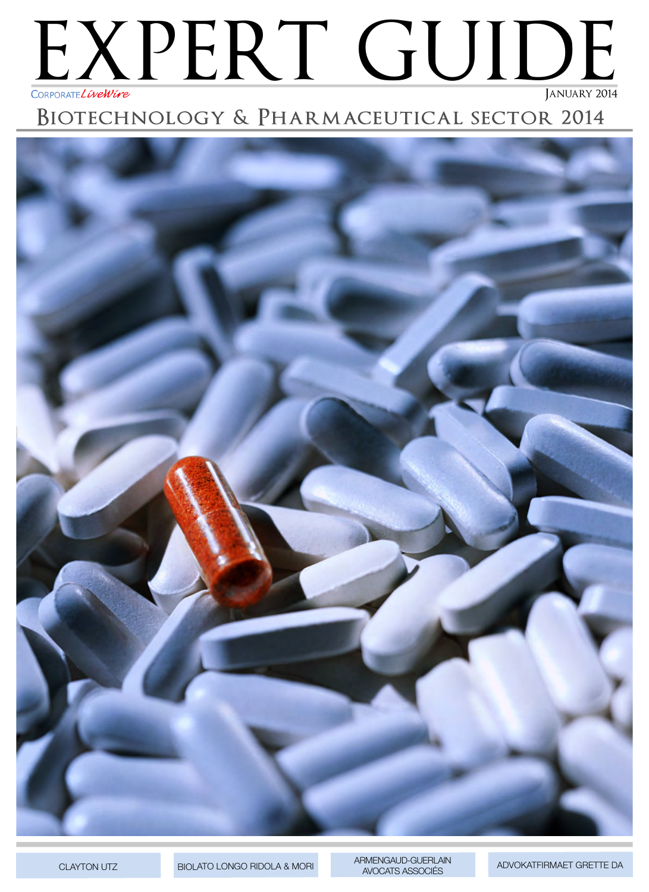# EXPERT GUIDE

Corporate LiveWire

January 2014

## Biotechnology & Pharmaceutical sector 2014

CLAYTON UTZ

BIOLATO LONGO RIDOLA & MORI

ARMENGAUD-GUERLAIN AVOCATS ASSOCIÉS

ADVOKATFIRMAET GRETTE DA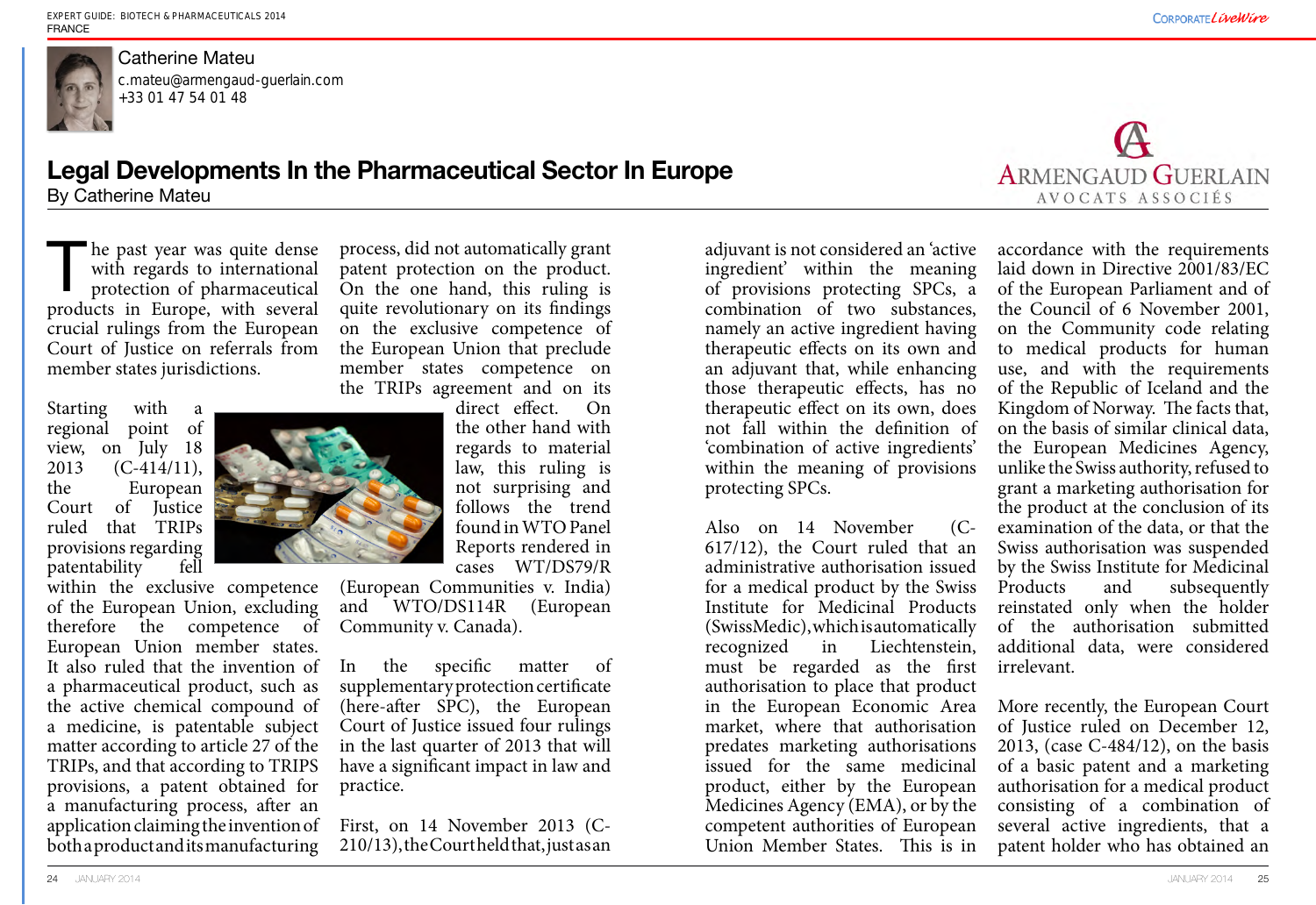Catherine Mateu
c.mateu@armengaud-guerlain.com
+33 01 47 54 01 48

# Legal Developments In the Pharmaceutical Sector In Europe

By Catherine Mateu

The past year was quite dense with regards to international protection of pharmaceutical products in Europe, with several crucial rulings from the European Court of Justice on referrals from member states jurisdictions.

Starting with a regional point of view, on July 18 2013 (C-414/11), the European Court of Justice ruled that TRIPs provisions regarding patentability fell within the exclusive competence of the European Union, excluding therefore the competence of European Union member states. It also ruled that the invention of a pharmaceutical product, such as the active chemical compound of a medicine, is patentable subject matter according to article 27 of the TRIPs, and that according to TRIPS provisions, a patent obtained for a manufacturing process, after an application claiming the invention of both a product and its manufacturing process, did not automatically grant patent protection on the product. On the one hand, this ruling is quite revolutionary on its findings on the exclusive competence of the European Union that preclude member states competence on the TRIPs agreement and on its direct effect. On the other hand with regards to material law, this ruling is not surprising and follows the trend found in WTO Panel Reports rendered in cases WT/DS79/R (European Communities v. India) and WTO/DS114R (European Community v. Canada).

In the specific matter of supplementary protection certificate (here-after SPC), the European Court of Justice issued four rulings in the last quarter of 2013 that will have a significant impact in law and practice.

First, on 14 November 2013 (C-210/13), the Court held that, just as an adjuvant is not considered an 'active ingredient' within the meaning of provisions protecting SPCs, a combination of two substances, namely an active ingredient having therapeutic effects on its own and an adjuvant that, while enhancing those therapeutic effects, has no therapeutic effect on its own, does not fall within the definition of 'combination of active ingredients' within the meaning of provisions protecting SPCs.

Also on 14 November (C-617/12), the Court ruled that an administrative authorisation issued for a medical product by the Swiss Institute for Medicinal Products (SwissMedic), which is automatically recognized in Liechtenstein, must be regarded as the first authorisation to place that product in the European Economic Area market, where that authorisation predates marketing authorisations issued for the same medicinal product, either by the European Medicines Agency (EMA), or by the competent authorities of European Union Member States. This is in accordance with the requirements laid down in Directive 2001/83/EC of the European Parliament and of the Council of 6 November 2001, on the Community code relating to medical products for human use, and with the requirements of the Republic of Iceland and the Kingdom of Norway. The facts that, on the basis of similar clinical data, the European Medicines Agency, unlike the Swiss authority, refused to grant a marketing authorisation for the product at the conclusion of its examination of the data, or that the Swiss authorisation was suspended by the Swiss Institute for Medicinal Products and subsequently reinstated only when the holder of the authorisation submitted additional data, were considered irrelevant.

More recently, the European Court of Justice ruled on December 12, 2013, (case C-484/12), on the basis of a basic patent and a marketing authorisation for a medical product consisting of a combination of several active ingredients, that a patent holder who has obtained an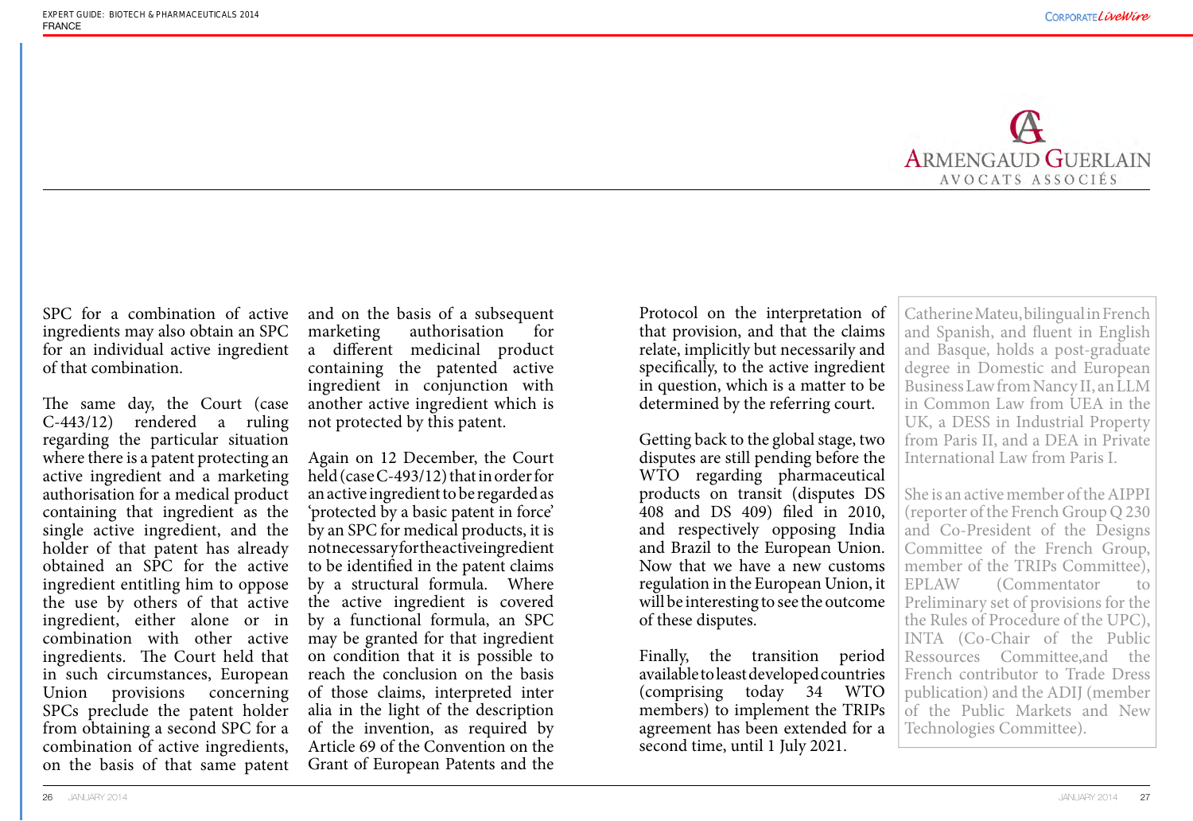SPC for a combination of active ingredients may also obtain an SPC for an individual active ingredient of that combination.

The same day, the Court (case C-443/12) rendered a ruling regarding the particular situation where there is a patent protecting an active ingredient and a marketing authorisation for a medical product containing that ingredient as the single active ingredient, and the holder of that patent has already obtained an SPC for the active ingredient entitling him to oppose the use by others of that active ingredient, either alone or in combination with other active ingredients. The Court held that in such circumstances, European Union provisions concerning SPCs preclude the patent holder from obtaining a second SPC for a combination of active ingredients, on the basis of that same patent and on the basis of a subsequent marketing authorisation for a different medicinal product containing the patented active ingredient in conjunction with another active ingredient which is not protected by this patent.

Again on 12 December, the Court held (case C-493/12) that in order for an active ingredient to be regarded as 'protected by a basic patent in force' by an SPC for medical products, it is not necessary for the active ingredient to be identified in the patent claims by a structural formula. Where the active ingredient is covered by a functional formula, an SPC may be granted for that ingredient on condition that it is possible to reach the conclusion on the basis of those claims, interpreted inter alia in the light of the description of the invention, as required by Article 69 of the Convention on the Grant of European Patents and the Protocol on the interpretation of that provision, and that the claims relate, implicitly but necessarily and specifically, to the active ingredient in question, which is a matter to be determined by the referring court.

Getting back to the global stage, two disputes are still pending before the WTO regarding pharmaceutical products on transit (disputes DS 408 and DS 409) filed in 2010, and respectively opposing India and Brazil to the European Union. Now that we have a new customs regulation in the European Union, it will be interesting to see the outcome of these disputes.

Finally, the transition period available to least developed countries (comprising today 34 WTO members) to implement the TRIPs agreement has been extended for a second time, until 1 July 2021.

Catherine Mateu, bilingual in French and Spanish, and fluent in English and Basque, holds a post-graduate degree in Domestic and European Business Law from Nancy II, an LLM in Common Law from UEA in the UK, a DESS in Industrial Property from Paris II, and a DEA in Private International Law from Paris I.

She is an active member of the AIPPI (reporter of the French Group Q 230 and Co-President of the Designs Committee of the French Group, member of the TRIPs Committee), EPLAW (Commentator to Preliminary set of provisions for the the Rules of Procedure of the UPC), INTA (Co-Chair of the Public Ressources Committee,and the French contributor to Trade Dress publication) and the ADIJ (member of the Public Markets and New Technologies Committee).